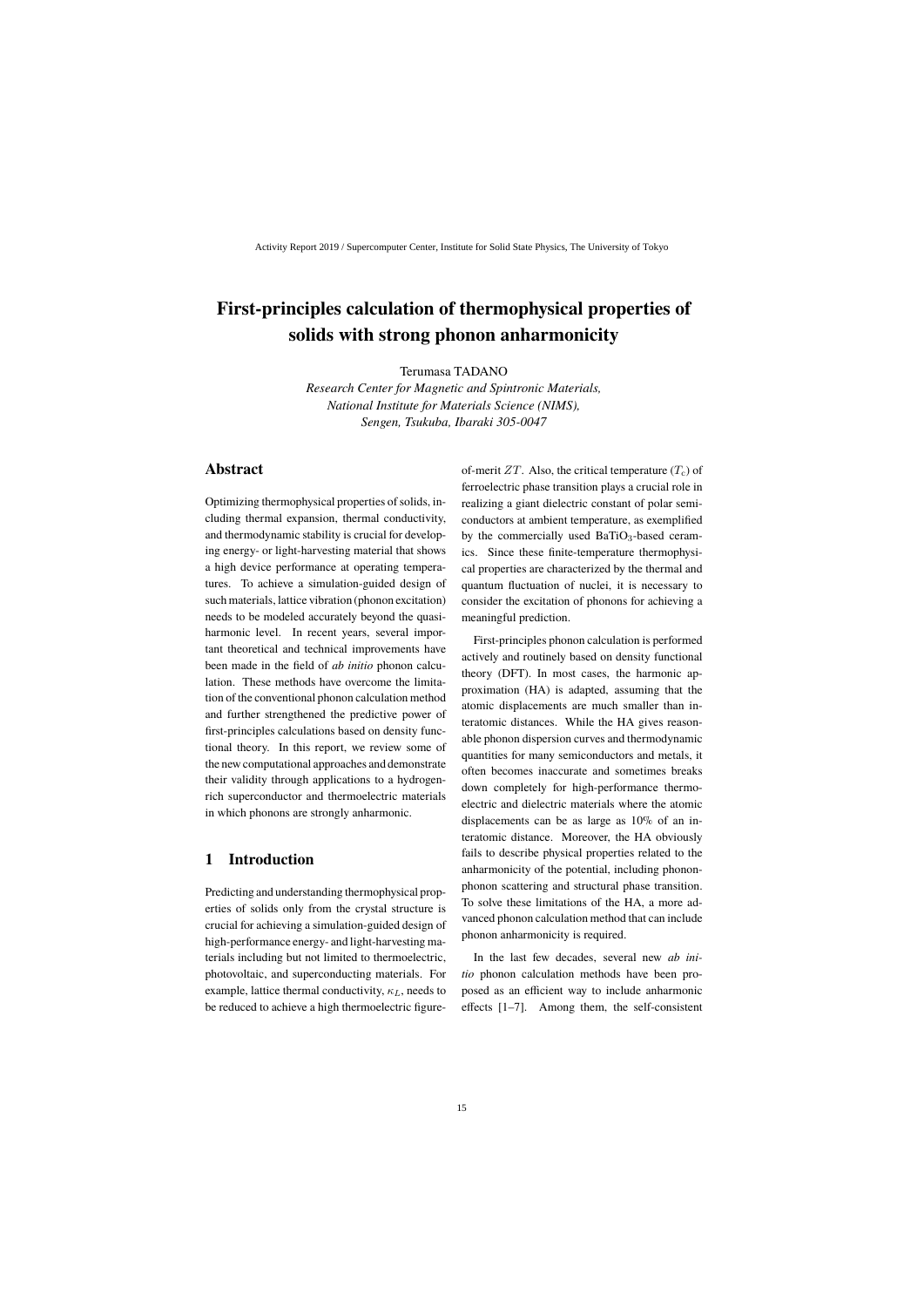# First-principles calculation of thermophysical properties of solids with strong phonon anharmonicity

Terumasa TADANO

*Research Center for Magnetic and Spintronic Materials, National Institute for Materials Science (NIMS), Sengen, Tsukuba, Ibaraki 305-0047*

## Abstract

Optimizing thermophysical properties of solids, including thermal expansion, thermal conductivity, and thermodynamic stability is crucial for developing energy- or light-harvesting material that shows a high device performance at operating temperatures. To achieve a simulation-guided design of such materials, lattice vibration (phonon excitation) needs to be modeled accurately beyond the quasi-harmonic level. In recent years, several important theoretical and technical improvements have been made in the field of *ab initio* phonon calculation. These methods have overcome the limitation of the conventional phonon calculation method and further strengthened the predictive power of first-principles calculations based on density functional theory. In this report, we review some of the new computational approaches and demonstrate their validity through applications to a hydrogen-rich superconductor and thermoelectric materials in which phonons are strongly anharmonic.

## 1 Introduction

Predicting and understanding thermophysical properties of solids only from the crystal structure is crucial for achieving a simulation-guided design of high-performance energy- and light-harvesting materials including but not limited to thermoelectric, photovoltaic, and superconducting materials. For example, lattice thermal conductivity, $\kappa_L$, needs to be reduced to achieve a high thermoelectric figure-of-merit $ZT$. Also, the critical temperature ($T_c$) of ferroelectric phase transition plays a crucial role in realizing a giant dielectric constant of polar semiconductors at ambient temperature, as exemplified by the commercially used $BaTiO_3$-based ceramics. Since these finite-temperature thermophysical properties are characterized by the thermal and quantum fluctuation of nuclei, it is necessary to consider the excitation of phonons for achieving a meaningful prediction.

First-principles phonon calculation is performed actively and routinely based on density functional theory (DFT). In most cases, the harmonic approximation (HA) is adapted, assuming that the atomic displacements are much smaller than interatomic distances. While the HA gives reasonable phonon dispersion curves and thermodynamic quantities for many semiconductors and metals, it often becomes inaccurate and sometimes breaks down completely for high-performance thermoelectric and dielectric materials where the atomic displacements can be as large as 10% of an interatomic distance. Moreover, the HA obviously fails to describe physical properties related to the anharmonicity of the potential, including phonon-phonon scattering and structural phase transition. To solve these limitations of the HA, a more advanced phonon calculation method that can include phonon anharmonicity is required.

In the last few decades, several new *ab initio* phonon calculation methods have been proposed as an efficient way to include anharmonic effects [1–7]. Among them, the self-consistent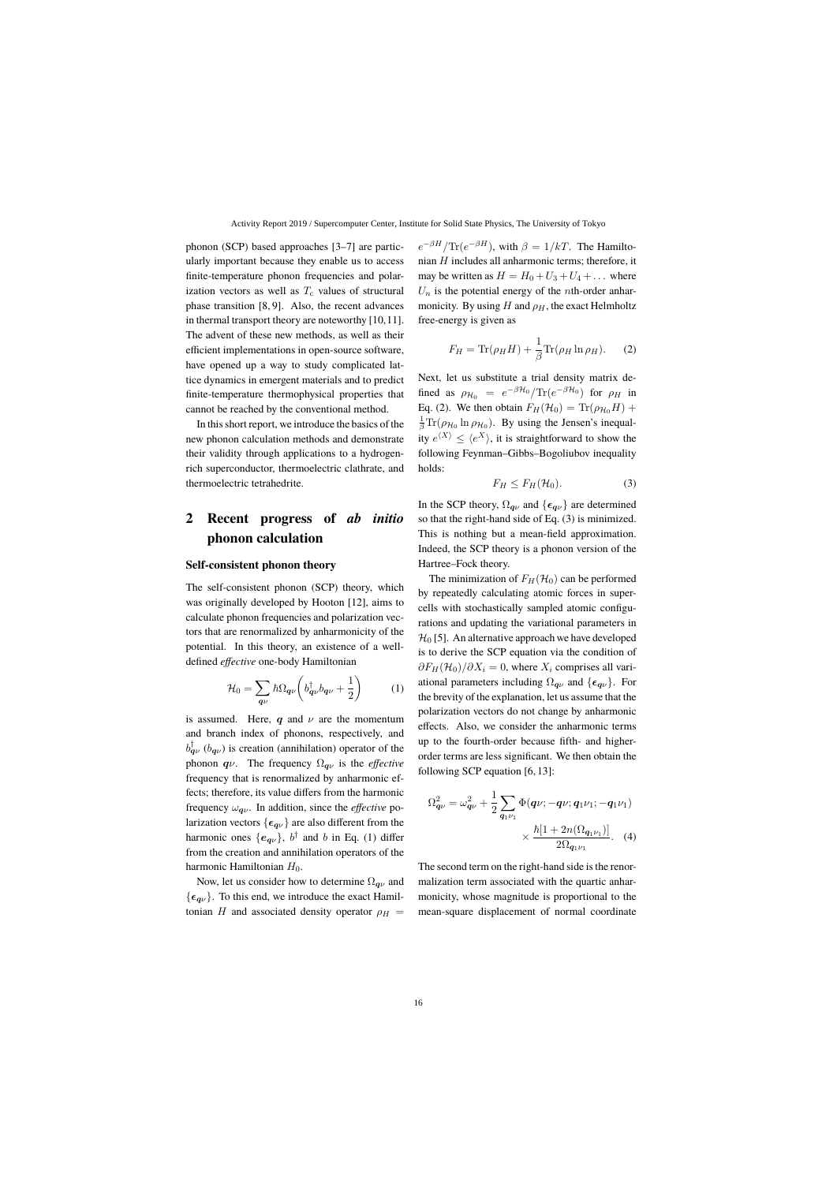phonon (SCP) based approaches [3–7] are particularly important because they enable us to access finite-temperature phonon frequencies and polarization vectors as well as $T_c$ values of structural phase transition [8, 9]. Also, the recent advances in thermal transport theory are noteworthy [10, 11]. The advent of these new methods, as well as their efficient implementations in open-source software, have opened up a way to study complicated lattice dynamics in emergent materials and to predict finite-temperature thermophysical properties that cannot be reached by the conventional method.

In this short report, we introduce the basics of the new phonon calculation methods and demonstrate their validity through applications to a hydrogen-rich superconductor, thermoelectric clathrate, and thermoelectric tetrahedrite.

## 2 Recent progress of *ab initio* phonon calculation

### Self-consistent phonon theory

The self-consistent phonon (SCP) theory, which was originally developed by Hooton [12], aims to calculate phonon frequencies and polarization vectors that are renormalized by anharmonicity of the potential. In this theory, an existence of a well-defined *effective* one-body Hamiltonian

$$\mathcal{H}_0 = \sum_{\boldsymbol{q}\nu} \hbar \Omega_{\boldsymbol{q}\nu} \left( b_{\boldsymbol{q}\nu}^{\dagger} b_{\boldsymbol{q}\nu} + \frac{1}{2} \right) \quad (1)$$

is assumed. Here, $\boldsymbol{q}$ and $\nu$ are the momentum and branch index of phonons, respectively, and $b_{\boldsymbol{q}\nu}^{\dagger}$ ($b_{\boldsymbol{q}\nu}$) is creation (annihilation) operator of the phonon $\boldsymbol{q}\nu$. The frequency $\Omega_{\boldsymbol{q}\nu}$ is the *effective* frequency that is renormalized by anharmonic effects; therefore, its value differs from the harmonic frequency $\omega_{\boldsymbol{q}\nu}$. In addition, since the *effective* polarization vectors $\{\boldsymbol{\epsilon}_{\boldsymbol{q}\nu}\}$ are also different from the harmonic ones $\{\boldsymbol{e}_{\boldsymbol{q}\nu}\}$, $b^{\dagger}$ and $b$ in Eq. (1) differ from the creation and annihilation operators of the harmonic Hamiltonian $H_0$.

Now, let us consider how to determine $\Omega_{\boldsymbol{q}\nu}$ and $\{\boldsymbol{\epsilon}_{\boldsymbol{q}\nu}\}$. To this end, we introduce the exact Hamiltonian $H$ and associated density operator $\rho_H = e^{-\beta H}/\mathrm{Tr}(e^{-\beta H})$, with $\beta = 1/kT$. The Hamiltonian $H$ includes all anharmonic terms; therefore, it may be written as $H = H_0 + U_3 + U_4 + \dots$ where $U_n$ is the potential energy of the $n$th-order anharmonicity. By using $H$ and $\rho_H$, the exact Helmholtz free-energy is given as

$$F_H = \mathrm{Tr}(\rho_H H) + \frac{1}{\beta} \mathrm{Tr}(\rho_H \ln \rho_H). \quad (2)$$

Next, let us substitute a trial density matrix defined as $\rho_{\mathcal{H}_0} = e^{-\beta \mathcal{H}_0}/\mathrm{Tr}(e^{-\beta \mathcal{H}_0})$ for $\rho_H$ in Eq. (2). We then obtain $F_H(\mathcal{H}_0) = \mathrm{Tr}(\rho_{\mathcal{H}_0} H) + \frac{1}{\beta}\mathrm{Tr}(\rho_{\mathcal{H}_0} \ln \rho_{\mathcal{H}_0})$. By using the Jensen's inequality $e^{\langle X \rangle} \leq \langle e^X \rangle$, it is straightforward to show the following Feynman–Gibbs–Bogoliubov inequality holds:

$$F_H \leq F_H(\mathcal{H}_0). \quad (3)$$

In the SCP theory, $\Omega_{\boldsymbol{q}\nu}$ and $\{\boldsymbol{\epsilon}_{\boldsymbol{q}\nu}\}$ are determined so that the right-hand side of Eq. (3) is minimized. This is nothing but a mean-field approximation. Indeed, the SCP theory is a phonon version of the Hartree–Fock theory.

The minimization of $F_H(\mathcal{H}_0)$ can be performed by repeatedly calculating atomic forces in supercells with stochastically sampled atomic configurations and updating the variational parameters in $\mathcal{H}_0$ [5]. An alternative approach we have developed is to derive the SCP equation via the condition of $\partial F_H(\mathcal{H}_0)/\partial X_i = 0$, where $X_i$ comprises all variational parameters including $\Omega_{\boldsymbol{q}\nu}$ and $\{\boldsymbol{\epsilon}_{\boldsymbol{q}\nu}\}$. For the brevity of the explanation, let us assume that the polarization vectors do not change by anharmonic effects. Also, we consider the anharmonic terms up to the fourth-order because fifth- and higher-order terms are less significant. We then obtain the following SCP equation [6, 13]:

$$\Omega_{\boldsymbol{q}\nu}^2 = \omega_{\boldsymbol{q}\nu}^2 + \frac{1}{2} \sum_{\boldsymbol{q}_1\nu_1} \Phi(\boldsymbol{q}\nu; -\boldsymbol{q}\nu; \boldsymbol{q}_1\nu_1; -\boldsymbol{q}_1\nu_1) \times \frac{\hbar[1 + 2n(\Omega_{\boldsymbol{q}_1\nu_1})]}{2\Omega_{\boldsymbol{q}_1\nu_1}}. \quad (4)$$

The second term on the right-hand side is the renormalization term associated with the quartic anharmonicity, whose magnitude is proportional to the mean-square displacement of normal coordinate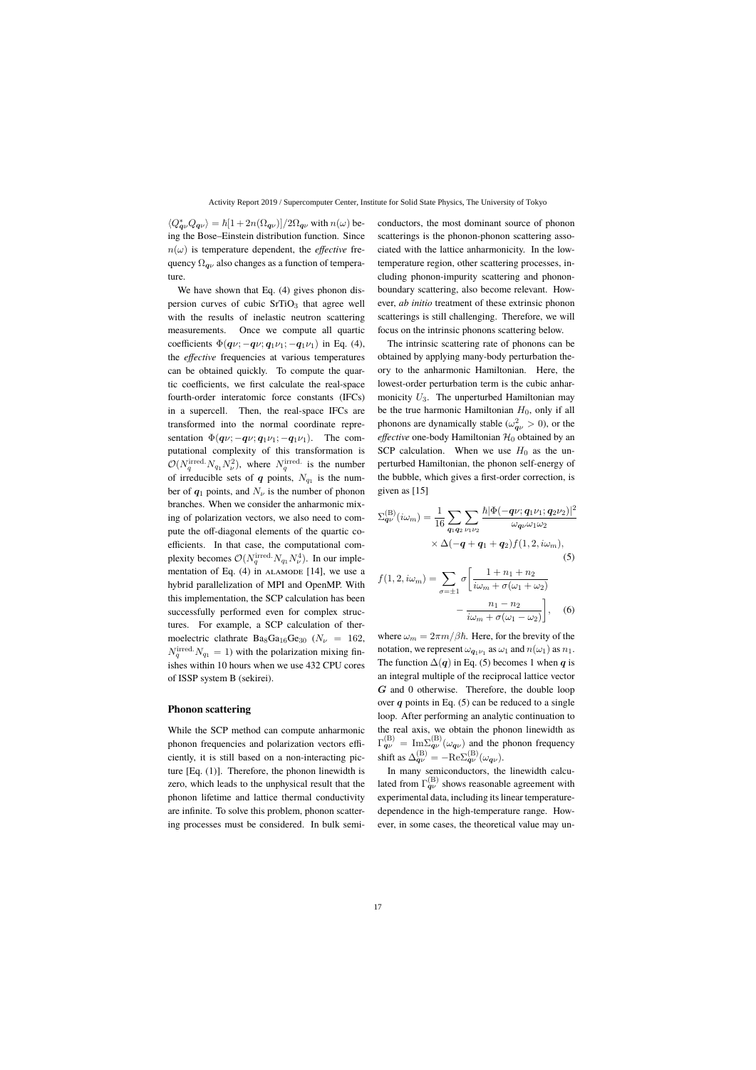$\langle Q^*_{\boldsymbol{q}\nu} Q_{\boldsymbol{q}\nu}\rangle = \hbar[1+2n(\Omega_{\boldsymbol{q}\nu})]/2\Omega_{\boldsymbol{q}\nu}$ with $n(\omega)$ being the Bose–Einstein distribution function. Since $n(\omega)$ is temperature dependent, the *effective* frequency $\Omega_{\boldsymbol{q}\nu}$ also changes as a function of temperature.

We have shown that Eq. (4) gives phonon dispersion curves of cubic $SrTiO_3$ that agree well with the results of inelastic neutron scattering measurements. Once we compute all quartic coefficients $\Phi(\boldsymbol{q}\nu; -\boldsymbol{q}\nu; \boldsymbol{q}_1\nu_1; -\boldsymbol{q}_1\nu_1)$ in Eq. (4), the *effective* frequencies at various temperatures can be obtained quickly. To compute the quartic coefficients, we first calculate the real-space fourth-order interatomic force constants (IFCs) in a supercell. Then, the real-space IFCs are transformed into the normal coordinate representation $\Phi(\boldsymbol{q}\nu; -\boldsymbol{q}\nu; \boldsymbol{q}_1\nu_1; -\boldsymbol{q}_1\nu_1)$. The computational complexity of this transformation is $\mathcal{O}(N_q^{\mathrm{irred.}} N_{q_1} N_\nu^2)$, where $N_q^{\mathrm{irred.}}$ is the number of irreducible sets of $\boldsymbol{q}$ points, $N_{q_1}$ is the number of $\boldsymbol{q}_1$ points, and $N_\nu$ is the number of phonon branches. When we consider the anharmonic mixing of polarization vectors, we also need to compute the off-diagonal elements of the quartic coefficients. In that case, the computational complexity becomes $\mathcal{O}(N_q^{\mathrm{irred.}} N_{q_1} N_\nu^4)$. In our implementation of Eq. (4) in ALAMODE [14], we use a hybrid parallelization of MPI and OpenMP. With this implementation, the SCP calculation has been successfully performed even for complex structures. For example, a SCP calculation of thermoelectric clathrate $Ba_8Ga_{16}Ge_{30}$ ($N_\nu = 162$, $N_q^{\mathrm{irred.}} N_{q_1} = 1$) with the polarization mixing finishes within 10 hours when we use 432 CPU cores of ISSP system B (sekirei).

### Phonon scattering

While the SCP method can compute anharmonic phonon frequencies and polarization vectors efficiently, it is still based on a non-interacting picture [Eq. (1)]. Therefore, the phonon linewidth is zero, which leads to the unphysical result that the phonon lifetime and lattice thermal conductivity are infinite. To solve this problem, phonon scattering processes must be considered. In bulk semiconductors, the most dominant source of phonon scatterings is the phonon-phonon scattering associated with the lattice anharmonicity. In the low-temperature region, other scattering processes, including phonon-impurity scattering and phonon-boundary scattering, also become relevant. However, *ab initio* treatment of these extrinsic phonon scatterings is still challenging. Therefore, we will focus on the intrinsic phonons scattering below.

The intrinsic scattering rate of phonons can be obtained by applying many-body perturbation theory to the anharmonic Hamiltonian. Here, the lowest-order perturbation term is the cubic anharmonicity $U_3$. The unperturbed Hamiltonian may be the true harmonic Hamiltonian $H_0$, only if all phonons are dynamically stable ($\omega^2_{\boldsymbol{q}\nu} > 0$), or the *effective* one-body Hamiltonian $\mathcal{H}_0$ obtained by an SCP calculation. When we use $H_0$ as the unperturbed Hamiltonian, the phonon self-energy of the bubble, which gives a first-order correction, is given as [15]

$$
\Sigma^{(\mathrm{B})}_{\boldsymbol{q}\nu}(i\omega_m) = \frac{1}{16}\sum_{\boldsymbol{q}_1\boldsymbol{q}_2}\sum_{\nu_1\nu_2} \frac{\hbar|\Phi(-\boldsymbol{q}\nu;\boldsymbol{q}_1\nu_1;\boldsymbol{q}_2\nu_2)|^2}{\omega_{\boldsymbol{q}\nu}\omega_1\omega_2} \times \Delta(-\boldsymbol{q}+\boldsymbol{q}_1+\boldsymbol{q}_2) f(1,2,i\omega_m), \tag{5}
$$

$$
f(1,2,i\omega_m) = \sum_{\sigma=\pm 1}\sigma\left[\frac{1+n_1+n_2}{i\omega_m+\sigma(\omega_1+\omega_2)} - \frac{n_1-n_2}{i\omega_m+\sigma(\omega_1-\omega_2)}\right], \tag{6}
$$

where $\omega_m = 2\pi m/\beta\hbar$. Here, for the brevity of the notation, we represent $\omega_{\boldsymbol{q}_1\nu_1}$ as $\omega_1$ and $n(\omega_1)$ as $n_1$. The function $\Delta(\boldsymbol{q})$ in Eq. (5) becomes 1 when $\boldsymbol{q}$ is an integral multiple of the reciprocal lattice vector $\boldsymbol{G}$ and 0 otherwise. Therefore, the double loop over $\boldsymbol{q}$ points in Eq. (5) can be reduced to a single loop. After performing an analytic continuation to the real axis, we obtain the phonon linewidth as $\Gamma^{(\mathrm{B})}_{\boldsymbol{q}\nu} = \mathrm{Im}\Sigma^{(\mathrm{B})}_{\boldsymbol{q}\nu}(\omega_{\boldsymbol{q}\nu})$ and the phonon frequency shift as $\Delta^{(\mathrm{B})}_{\boldsymbol{q}\nu} = -\mathrm{Re}\Sigma^{(\mathrm{B})}_{\boldsymbol{q}\nu}(\omega_{\boldsymbol{q}\nu})$.

In many semiconductors, the linewidth calculated from $\Gamma^{(\mathrm{B})}_{\boldsymbol{q}\nu}$ shows reasonable agreement with experimental data, including its linear temperature-dependence in the high-temperature range. However, in some cases, the theoretical value may un-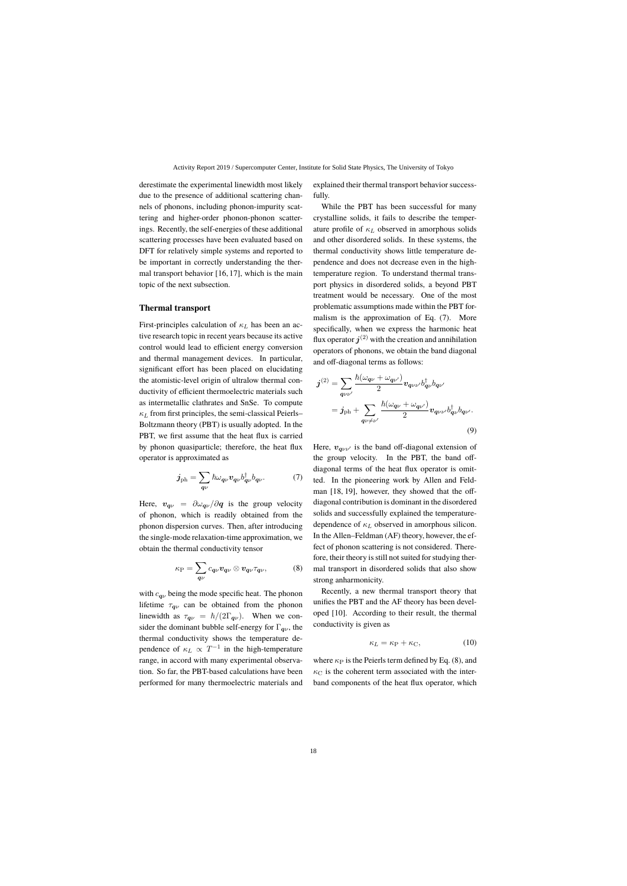derestimate the experimental linewidth most likely due to the presence of additional scattering channels of phonons, including phonon-impurity scattering and higher-order phonon-phonon scatterings. Recently, the self-energies of these additional scattering processes have been evaluated based on DFT for relatively simple systems and reported to be important in correctly understanding the thermal transport behavior [16, 17], which is the main topic of the next subsection.

### Thermal transport

First-principles calculation of $\kappa_L$ has been an active research topic in recent years because its active control would lead to efficient energy conversion and thermal management devices. In particular, significant effort has been placed on elucidating the atomistic-level origin of ultralow thermal conductivity of efficient thermoelectric materials such as intermetallic clathrates and SnSe. To compute $\kappa_L$ from first principles, the semi-classical Peierls–Boltzmann theory (PBT) is usually adopted. In the PBT, we first assume that the heat flux is carried by phonon quasiparticle; therefore, the heat flux operator is approximated as

$$\boldsymbol{j}_{\mathrm{ph}} = \sum_{\boldsymbol{q}\nu} \hbar\omega_{\boldsymbol{q}\nu}\boldsymbol{v}_{\boldsymbol{q}\nu} b^{\dagger}_{\boldsymbol{q}\nu} b_{\boldsymbol{q}\nu}. \tag{7}$$

Here, $\boldsymbol{v}_{\boldsymbol{q}\nu} = \partial\omega_{\boldsymbol{q}\nu}/\partial\boldsymbol{q}$ is the group velocity of phonon, which is readily obtained from the phonon dispersion curves. Then, after introducing the single-mode relaxation-time approximation, we obtain the thermal conductivity tensor

$$\kappa_{\mathrm{P}} = \sum_{\boldsymbol{q}\nu} c_{\boldsymbol{q}\nu}\boldsymbol{v}_{\boldsymbol{q}\nu} \otimes \boldsymbol{v}_{\boldsymbol{q}\nu}\tau_{\boldsymbol{q}\nu}, \tag{8}$$

with $c_{\boldsymbol{q}\nu}$ being the mode specific heat. The phonon lifetime $\tau_{\boldsymbol{q}\nu}$ can be obtained from the phonon linewidth as $\tau_{\boldsymbol{q}\nu} = \hbar/(2\Gamma_{\boldsymbol{q}\nu})$. When we consider the dominant bubble self-energy for $\Gamma_{\boldsymbol{q}\nu}$, the thermal conductivity shows the temperature dependence of $\kappa_L \propto T^{-1}$ in the high-temperature range, in accord with many experimental observation. So far, the PBT-based calculations have been performed for many thermoelectric materials and explained their thermal transport behavior successfully.

While the PBT has been successful for many crystalline solids, it fails to describe the temperature profile of $\kappa_L$ observed in amorphous solids and other disordered solids. In these systems, the thermal conductivity shows little temperature dependence and does not decrease even in the high-temperature region. To understand thermal transport physics in disordered solids, a beyond PBT treatment would be necessary. One of the most problematic assumptions made within the PBT formalism is the approximation of Eq. (7). More specifically, when we express the harmonic heat flux operator $\boldsymbol{j}^{(2)}$ with the creation and annihilation operators of phonons, we obtain the band diagonal and off-diagonal terms as follows:

$$\begin{aligned}
\boldsymbol{j}^{(2)} &= \sum_{\boldsymbol{q}\nu\nu'} \frac{\hbar(\omega_{\boldsymbol{q}\nu} + \omega_{\boldsymbol{q}\nu'})}{2}\boldsymbol{v}_{\boldsymbol{q}\nu\nu'} b^{\dagger}_{\boldsymbol{q}\nu} b_{\boldsymbol{q}\nu'} \\
&= \boldsymbol{j}_{\mathrm{ph}} + \sum_{\boldsymbol{q}\nu\neq\nu'} \frac{\hbar(\omega_{\boldsymbol{q}\nu} + \omega_{\boldsymbol{q}\nu'})}{2}\boldsymbol{v}_{\boldsymbol{q}\nu\nu'} b^{\dagger}_{\boldsymbol{q}\nu} b_{\boldsymbol{q}\nu'}.
\end{aligned} \tag{9}$$

Here, $\boldsymbol{v}_{\boldsymbol{q}\nu\nu'}$ is the band off-diagonal extension of the group velocity. In the PBT, the band off-diagonal terms of the heat flux operator is omitted. In the pioneering work by Allen and Feldman [18, 19], however, they showed that the off-diagonal contribution is dominant in the disordered solids and successfully explained the temperature-dependence of $\kappa_L$ observed in amorphous silicon. In the Allen–Feldman (AF) theory, however, the effect of phonon scattering is not considered. Therefore, their theory is still not suited for studying thermal transport in disordered solids that also show strong anharmonicity.

Recently, a new thermal transport theory that unifies the PBT and the AF theory has been developed [10]. According to their result, the thermal conductivity is given as

$$\kappa_L = \kappa_{\mathrm{P}} + \kappa_{\mathrm{C}}, \tag{10}$$

where $\kappa_{\mathrm{P}}$ is the Peierls term defined by Eq. (8), and $\kappa_{\mathrm{C}}$ is the coherent term associated with the interband components of the heat flux operator, which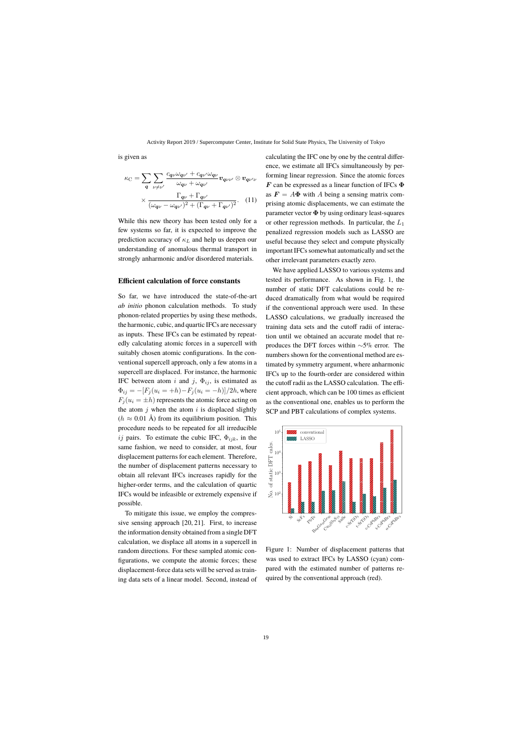is given as

$$\kappa_{\mathrm{C}} = \sum_{\boldsymbol{q}} \sum_{\nu \neq \nu'} \frac{c_{\boldsymbol{q}\nu}\omega_{\boldsymbol{q}\nu'} + c_{\boldsymbol{q}\nu'}\omega_{\boldsymbol{q}\nu}}{\omega_{\boldsymbol{q}\nu} + \omega_{\boldsymbol{q}\nu'}} \boldsymbol{v}_{\boldsymbol{q}\nu\nu'} \otimes \boldsymbol{v}_{\boldsymbol{q}\nu'\nu} \times \frac{\Gamma_{\boldsymbol{q}\nu} + \Gamma_{\boldsymbol{q}\nu'}}{(\omega_{\boldsymbol{q}\nu} - \omega_{\boldsymbol{q}\nu'})^2 + (\Gamma_{\boldsymbol{q}\nu} + \Gamma_{\boldsymbol{q}\nu'})^2}. \quad (11)$$

While this new theory has been tested only for a few systems so far, it is expected to improve the prediction accuracy of $\kappa_L$ and help us deepen our understanding of anomalous thermal transport in strongly anharmonic and/or disordered materials.

### Efficient calculation of force constants

So far, we have introduced the state-of-the-art *ab initio* phonon calculation methods. To study phonon-related properties by using these methods, the harmonic, cubic, and quartic IFCs are necessary as inputs. These IFCs can be estimated by repeatedly calculating atomic forces in a supercell with suitably chosen atomic configurations. In the conventional supercell approach, only a few atoms in a supercell are displaced. For instance, the harmonic IFC between atom $i$ and $j$, $\Phi_{ij}$, is estimated as $\Phi_{ij} = -[F_j(u_i = +h) - F_j(u_i = -h)]/2h$, where $F_j(u_i = \pm h)$ represents the atomic force acting on the atom $j$ when the atom $i$ is displaced slightly ($h \approx 0.01$ Å) from its equilibrium position. This procedure needs to be repeated for all irreducible $ij$ pairs. To estimate the cubic IFC, $\Phi_{ijk}$, in the same fashion, we need to consider, at most, four displacement patterns for each element. Therefore, the number of displacement patterns necessary to obtain all relevant IFCs increases rapidly for the higher-order terms, and the calculation of quartic IFCs would be infeasible or extremely expensive if possible.

To mitigate this issue, we employ the compressive sensing approach [20, 21]. First, to increase the information density obtained from a single DFT calculation, we displace all atoms in a supercell in random directions. For these sampled atomic configurations, we compute the atomic forces; these displacement-force data sets will be served as training data sets of a linear model. Second, instead of calculating the IFC one by one by the central difference, we estimate all IFCs simultaneously by performing linear regression. Since the atomic forces $\boldsymbol{F}$ can be expressed as a linear function of IFCs $\boldsymbol{\Phi}$ as $\boldsymbol{F} = A\boldsymbol{\Phi}$ with $A$ being a sensing matrix comprising atomic displacements, we can estimate the parameter vector $\boldsymbol{\Phi}$ by using ordinary least-squares or other regression methods. In particular, the $L_1$ penalized regression models such as LASSO are useful because they select and compute physically important IFCs somewhat automatically and set the other irrelevant parameters exactly zero.

We have applied LASSO to various systems and tested its performance. As shown in Fig. 1, the number of static DFT calculations could be reduced dramatically from what would be required if the conventional approach were used. In these LASSO calculations, we gradually increased the training data sets and the cutoff radii of interaction until we obtained an accurate model that reproduces the DFT forces within $\sim$5% error. The numbers shown for the conventional method are estimated by symmetry argument, where anharmonic IFCs up to the fourth-order are considered within the cutoff radii as the LASSO calculation. The efficient approach, which can be 100 times as efficient as the conventional one, enables us to perform the SCP and PBT calculations of complex systems.

Figure 1: Number of displacement patterns that was used to extract IFCs by LASSO (cyan) compared with the estimated number of patterns required by the conventional approach (red).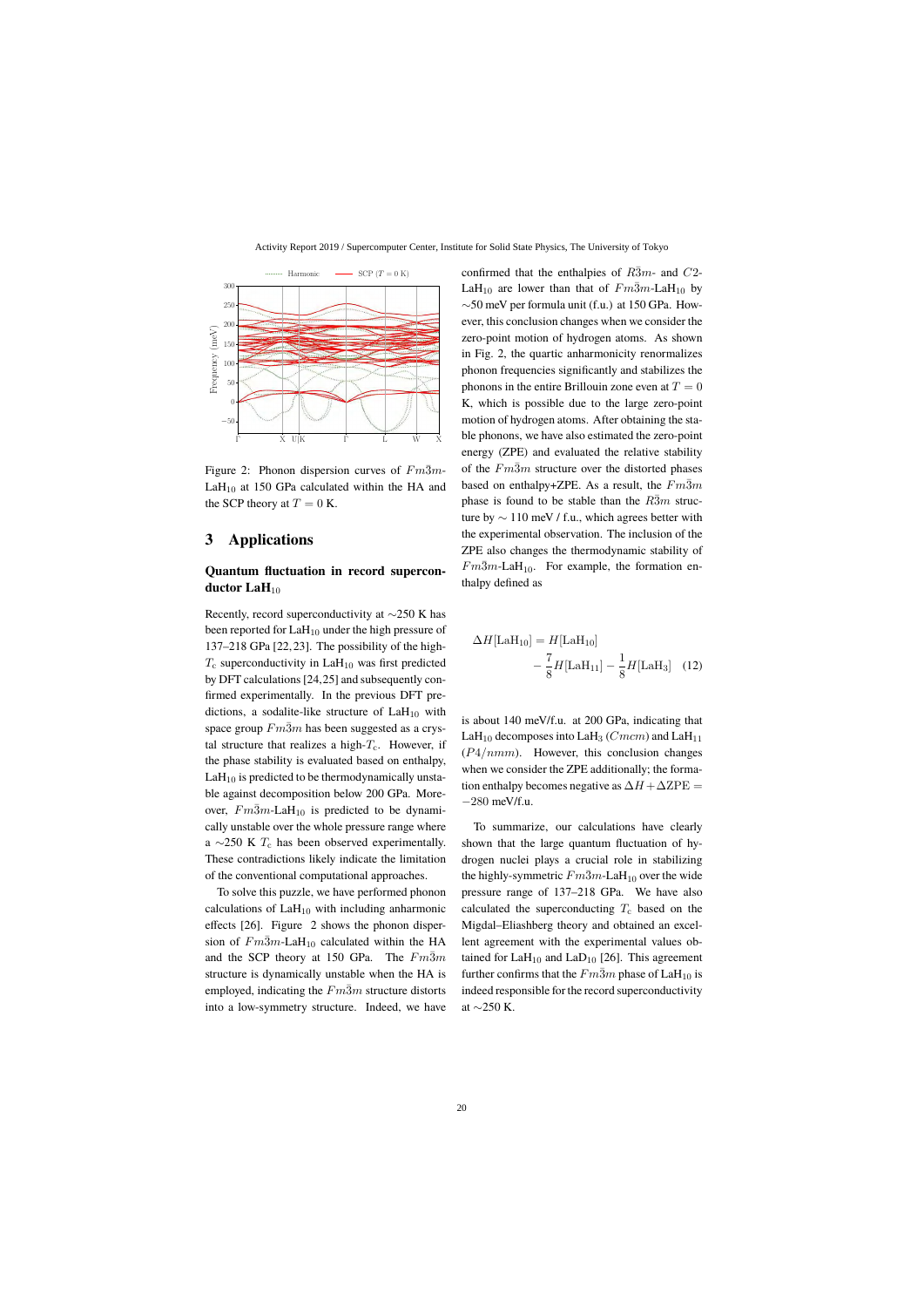Figure 2: Phonon dispersion curves of $Fm\bar{3}m$-$LaH_{10}$ at 150 GPa calculated within the HA and the SCP theory at $T = 0$ K.

## 3 Applications

### Quantum fluctuation in record superconductor $LaH_{10}$

Recently, record superconductivity at ~250 K has been reported for $LaH_{10}$ under the high pressure of 137–218 GPa [22, 23]. The possibility of the high-$T_c$ superconductivity in $LaH_{10}$ was first predicted by DFT calculations [24,25] and subsequently confirmed experimentally. In the previous DFT predictions, a sodalite-like structure of $LaH_{10}$ with space group $Fm\bar{3}m$ has been suggested as a crystal structure that realizes a high-$T_c$. However, if the phase stability is evaluated based on enthalpy, $LaH_{10}$ is predicted to be thermodynamically unstable against decomposition below 200 GPa. Moreover, $Fm\bar{3}m$-$LaH_{10}$ is predicted to be dynamically unstable over the whole pressure range where a ~250 K $T_c$ has been observed experimentally. These contradictions likely indicate the limitation of the conventional computational approaches.

To solve this puzzle, we have performed phonon calculations of $LaH_{10}$ with including anharmonic effects [26]. Figure 2 shows the phonon dispersion of $Fm\bar{3}m$-$LaH_{10}$ calculated within the HA and the SCP theory at 150 GPa. The $Fm\bar{3}m$ structure is dynamically unstable when the HA is employed, indicating the $Fm\bar{3}m$ structure distorts into a low-symmetry structure. Indeed, we have confirmed that the enthalpies of $R\bar{3}m$- and $C2$-$LaH_{10}$ are lower than that of $Fm\bar{3}m$-$LaH_{10}$ by ~50 meV per formula unit (f.u.) at 150 GPa. However, this conclusion changes when we consider the zero-point motion of hydrogen atoms. As shown in Fig. 2, the quartic anharmonicity renormalizes phonon frequencies significantly and stabilizes the phonons in the entire Brillouin zone even at $T = 0$ K, which is possible due to the large zero-point motion of hydrogen atoms. After obtaining the stable phonons, we have also estimated the zero-point energy (ZPE) and evaluated the relative stability of the $Fm\bar{3}m$ structure over the distorted phases based on enthalpy+ZPE. As a result, the $Fm\bar{3}m$ phase is found to be stable than the $R\bar{3}m$ structure by ~ 110 meV / f.u., which agrees better with the experimental observation. The inclusion of the ZPE also changes the thermodynamic stability of $Fm\bar{3}m$-$LaH_{10}$. For example, the formation enthalpy defined as

$$\Delta H[LaH_{10}] = H[LaH_{10}] - \frac{7}{8}H[LaH_{11}] - \frac{1}{8}H[LaH_3] \quad (12)$$

is about 140 meV/f.u. at 200 GPa, indicating that $LaH_{10}$ decomposes into $LaH_3$ ($Cmcm$) and $LaH_{11}$ ($P4/nmm$). However, this conclusion changes when we consider the ZPE additionally; the formation enthalpy becomes negative as $\Delta H + \Delta \mathrm{ZPE} = -280$ meV/f.u.

To summarize, our calculations have clearly shown that the large quantum fluctuation of hydrogen nuclei plays a crucial role in stabilizing the highly-symmetric $Fm\bar{3}m$-$LaH_{10}$ over the wide pressure range of 137–218 GPa. We have also calculated the superconducting $T_c$ based on the Migdal–Eliashberg theory and obtained an excellent agreement with the experimental values obtained for $LaH_{10}$ and $LaD_{10}$ [26]. This agreement further confirms that the $Fm\bar{3}m$ phase of $LaH_{10}$ is indeed responsible for the record superconductivity at ~250 K.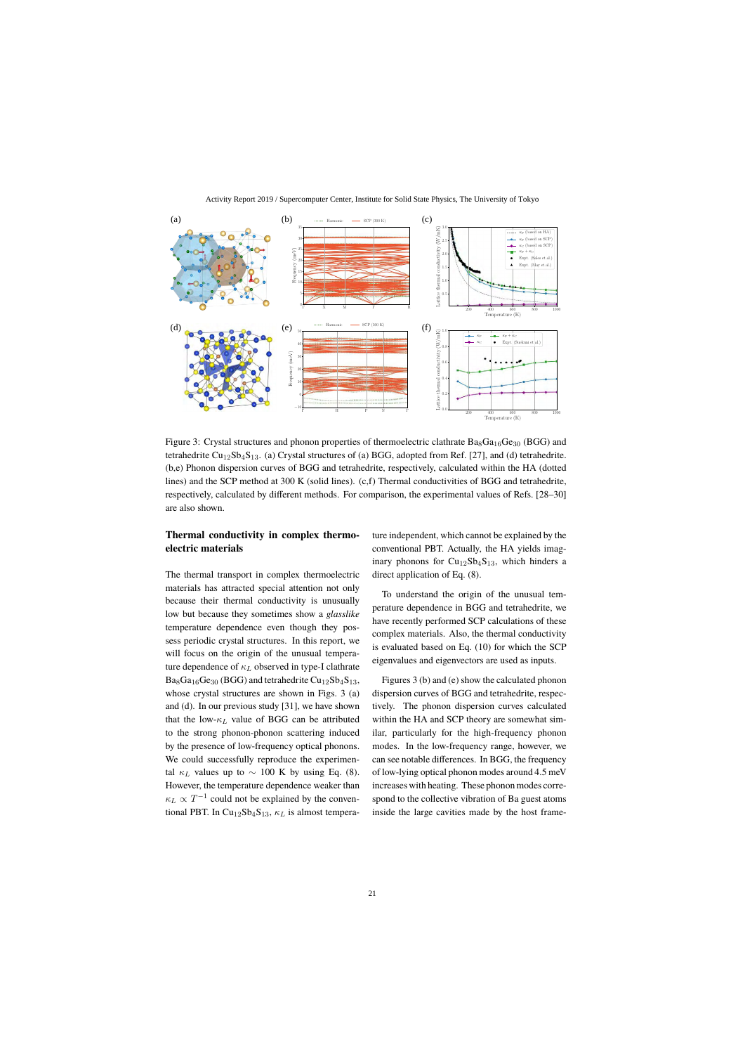Figure 3: Crystal structures and phonon properties of thermoelectric clathrate $Ba_8Ga_{16}Ge_{30}$ (BGG) and tetrahedrite $Cu_{12}Sb_4S_{13}$. (a) Crystal structures of (a) BGG, adopted from Ref. [27], and (d) tetrahedrite. (b,e) Phonon dispersion curves of BGG and tetrahedrite, respectively, calculated within the HA (dotted lines) and the SCP method at 300 K (solid lines). (c,f) Thermal conductivities of BGG and tetrahedrite, respectively, calculated by different methods. For comparison, the experimental values of Refs. [28–30] are also shown.

## Thermal conductivity in complex thermoelectric materials

The thermal transport in complex thermoelectric materials has attracted special attention not only because their thermal conductivity is unusually low but because they sometimes show a *glasslike* temperature dependence even though they possess periodic crystal structures. In this report, we will focus on the origin of the unusual temperature dependence of $\kappa_L$ observed in type-I clathrate $Ba_8Ga_{16}Ge_{30}$ (BGG) and tetrahedrite $Cu_{12}Sb_4S_{13}$, whose crystal structures are shown in Figs. 3 (a) and (d). In our previous study [31], we have shown that the low-$\kappa_L$ value of BGG can be attributed to the strong phonon-phonon scattering induced by the presence of low-frequency optical phonons. We could successfully reproduce the experimental $\kappa_L$ values up to $\sim$ 100 K by using Eq. (8). However, the temperature dependence weaker than $\kappa_L \propto T^{-1}$ could not be explained by the conventional PBT. In $Cu_{12}Sb_4S_{13}$, $\kappa_L$ is almost temperature independent, which cannot be explained by the conventional PBT. Actually, the HA yields imaginary phonons for $Cu_{12}Sb_4S_{13}$, which hinders a direct application of Eq. (8).

To understand the origin of the unusual temperature dependence in BGG and tetrahedrite, we have recently performed SCP calculations of these complex materials. Also, the thermal conductivity is evaluated based on Eq. (10) for which the SCP eigenvalues and eigenvectors are used as inputs.

Figures 3 (b) and (e) show the calculated phonon dispersion curves of BGG and tetrahedrite, respectively. The phonon dispersion curves calculated within the HA and SCP theory are somewhat similar, particularly for the high-frequency phonon modes. In the low-frequency range, however, we can see notable differences. In BGG, the frequency of low-lying optical phonon modes around 4.5 meV increases with heating. These phonon modes correspond to the collective vibration of Ba guest atoms inside the large cavities made by the host frame-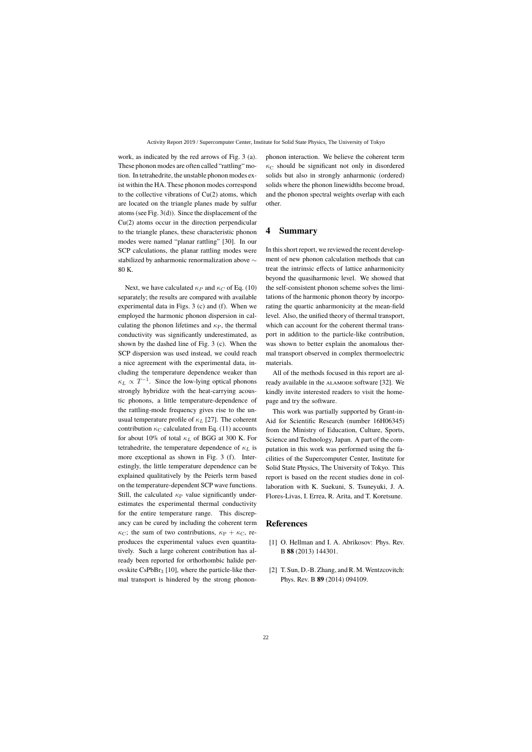work, as indicated by the red arrows of Fig. 3 (a). These phonon modes are often called "rattling" motion. In tetrahedrite, the unstable phonon modes exist within the HA. These phonon modes correspond to the collective vibrations of Cu(2) atoms, which are located on the triangle planes made by sulfur atoms (see Fig. 3(d)). Since the displacement of the Cu(2) atoms occur in the direction perpendicular to the triangle planes, these characteristic phonon modes were named "planar rattling" [30]. In our SCP calculations, the planar rattling modes were stabilized by anharmonic renormalization above $\sim$ 80 K.

Next, we have calculated $\kappa_P$ and $\kappa_C$ of Eq. (10) separately; the results are compared with available experimental data in Figs. 3 (c) and (f). When we employed the harmonic phonon dispersion in calculating the phonon lifetimes and $\kappa_{\mathrm{P}}$, the thermal conductivity was significantly underestimated, as shown by the dashed line of Fig. 3 (c). When the SCP dispersion was used instead, we could reach a nice agreement with the experimental data, including the temperature dependence weaker than $\kappa_L \propto T^{-1}$. Since the low-lying optical phonons strongly hybridize with the heat-carrying acoustic phonons, a little temperature-dependence of the rattling-mode frequency gives rise to the unusual temperature profile of $\kappa_L$ [27]. The coherent contribution $\kappa_{\mathrm{C}}$ calculated from Eq. (11) accounts for about 10% of total $\kappa_L$ of BGG at 300 K. For tetrahedrite, the temperature dependence of $\kappa_L$ is more exceptional as shown in Fig. 3 (f). Interestingly, the little temperature dependence can be explained qualitatively by the Peierls term based on the temperature-dependent SCP wave functions. Still, the calculated $\kappa_{\mathrm{P}}$ value significantly underestimates the experimental thermal conductivity for the entire temperature range. This discrepancy can be cured by including the coherent term $\kappa_{\mathrm{C}}$; the sum of two contributions, $\kappa_{\mathrm{P}} + \kappa_{\mathrm{C}}$, reproduces the experimental values even quantitatively. Such a large coherent contribution has already been reported for orthorhombic halide perovskite $CsPbBr_3$ [10], where the particle-like thermal transport is hindered by the strong phonon-phonon interaction. We believe the coherent term $\kappa_{\mathrm{C}}$ should be significant not only in disordered solids but also in strongly anharmonic (ordered) solids where the phonon linewidths become broad, and the phonon spectral weights overlap with each other.

## 4 Summary

In this short report, we reviewed the recent development of new phonon calculation methods that can treat the intrinsic effects of lattice anharmonicity beyond the quasiharmonic level. We showed that the self-consistent phonon scheme solves the limitations of the harmonic phonon theory by incorporating the quartic anharmonicity at the mean-field level. Also, the unified theory of thermal transport, which can account for the coherent thermal transport in addition to the particle-like contribution, was shown to better explain the anomalous thermal transport observed in complex thermoelectric materials.

All of the methods focused in this report are already available in the ALAMODE software [32]. We kindly invite interested readers to visit the homepage and try the software.

This work was partially supported by Grant-in-Aid for Scientific Research (number 16H06345) from the Ministry of Education, Culture, Sports, Science and Technology, Japan. A part of the computation in this work was performed using the facilities of the Supercomputer Center, Institute for Solid State Physics, The University of Tokyo. This report is based on the recent studies done in collaboration with K. Suekuni, S. Tsuneyuki, J. A. Flores-Livas, I. Errea, R. Arita, and T. Koretsune.

## References

[1] O. Hellman and I. A. Abrikosov: Phys. Rev. B **88** (2013) 144301.

[2] T. Sun, D.-B. Zhang, and R. M. Wentzcovitch: Phys. Rev. B **89** (2014) 094109.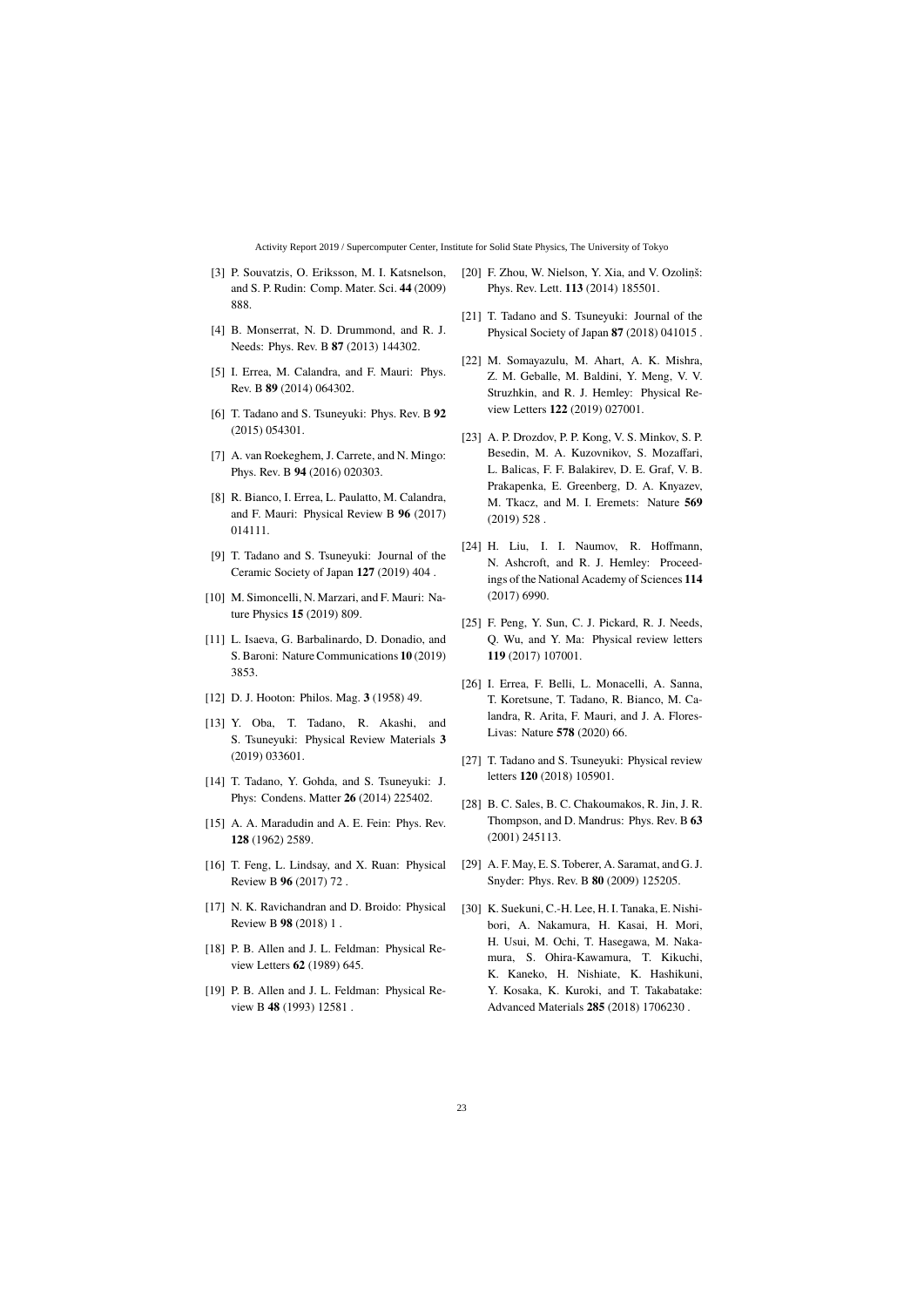[3] P. Souvatzis, O. Eriksson, M. I. Katsnelson, and S. P. Rudin: Comp. Mater. Sci. **44** (2009) 888.

[4] B. Monserrat, N. D. Drummond, and R. J. Needs: Phys. Rev. B **87** (2013) 144302.

[5] I. Errea, M. Calandra, and F. Mauri: Phys. Rev. B **89** (2014) 064302.

[6] T. Tadano and S. Tsuneyuki: Phys. Rev. B **92** (2015) 054301.

[7] A. van Roekeghem, J. Carrete, and N. Mingo: Phys. Rev. B **94** (2016) 020303.

[8] R. Bianco, I. Errea, L. Paulatto, M. Calandra, and F. Mauri: Physical Review B **96** (2017) 014111.

[9] T. Tadano and S. Tsuneyuki: Journal of the Ceramic Society of Japan **127** (2019) 404 .

[10] M. Simoncelli, N. Marzari, and F. Mauri: Nature Physics **15** (2019) 809.

[11] L. Isaeva, G. Barbalinardo, D. Donadio, and S. Baroni: Nature Communications **10** (2019) 3853.

[12] D. J. Hooton: Philos. Mag. **3** (1958) 49.

[13] Y. Oba, T. Tadano, R. Akashi, and S. Tsuneyuki: Physical Review Materials **3** (2019) 033601.

[14] T. Tadano, Y. Gohda, and S. Tsuneyuki: J. Phys: Condens. Matter **26** (2014) 225402.

[15] A. A. Maradudin and A. E. Fein: Phys. Rev. **128** (1962) 2589.

[16] T. Feng, L. Lindsay, and X. Ruan: Physical Review B **96** (2017) 72 .

[17] N. K. Ravichandran and D. Broido: Physical Review B **98** (2018) 1 .

[18] P. B. Allen and J. L. Feldman: Physical Review Letters **62** (1989) 645.

[19] P. B. Allen and J. L. Feldman: Physical Review B **48** (1993) 12581 .

[20] F. Zhou, W. Nielson, Y. Xia, and V. Ozoliņš: Phys. Rev. Lett. **113** (2014) 185501.

[21] T. Tadano and S. Tsuneyuki: Journal of the Physical Society of Japan **87** (2018) 041015 .

[22] M. Somayazulu, M. Ahart, A. K. Mishra, Z. M. Geballe, M. Baldini, Y. Meng, V. V. Struzhkin, and R. J. Hemley: Physical Review Letters **122** (2019) 027001.

[23] A. P. Drozdov, P. P. Kong, V. S. Minkov, S. P. Besedin, M. A. Kuzovnikov, S. Mozaffari, L. Balicas, F. F. Balakirev, D. E. Graf, V. B. Prakapenka, E. Greenberg, D. A. Knyazev, M. Tkacz, and M. I. Eremets: Nature **569** (2019) 528 .

[24] H. Liu, I. I. Naumov, R. Hoffmann, N. Ashcroft, and R. J. Hemley: Proceedings of the National Academy of Sciences **114** (2017) 6990.

[25] F. Peng, Y. Sun, C. J. Pickard, R. J. Needs, Q. Wu, and Y. Ma: Physical review letters **119** (2017) 107001.

[26] I. Errea, F. Belli, L. Monacelli, A. Sanna, T. Koretsune, T. Tadano, R. Bianco, M. Calandra, R. Arita, F. Mauri, and J. A. Flores-Livas: Nature **578** (2020) 66.

[27] T. Tadano and S. Tsuneyuki: Physical review letters **120** (2018) 105901.

[28] B. C. Sales, B. C. Chakoumakos, R. Jin, J. R. Thompson, and D. Mandrus: Phys. Rev. B **63** (2001) 245113.

[29] A. F. May, E. S. Toberer, A. Saramat, and G. J. Snyder: Phys. Rev. B **80** (2009) 125205.

[30] K. Suekuni, C.-H. Lee, H. I. Tanaka, E. Nishibori, A. Nakamura, H. Kasai, H. Mori, H. Usui, M. Ochi, T. Hasegawa, M. Nakamura, S. Ohira-Kawamura, T. Kikuchi, K. Kaneko, H. Nishiate, K. Hashikuni, Y. Kosaka, K. Kuroki, and T. Takabatake: Advanced Materials **285** (2018) 1706230 .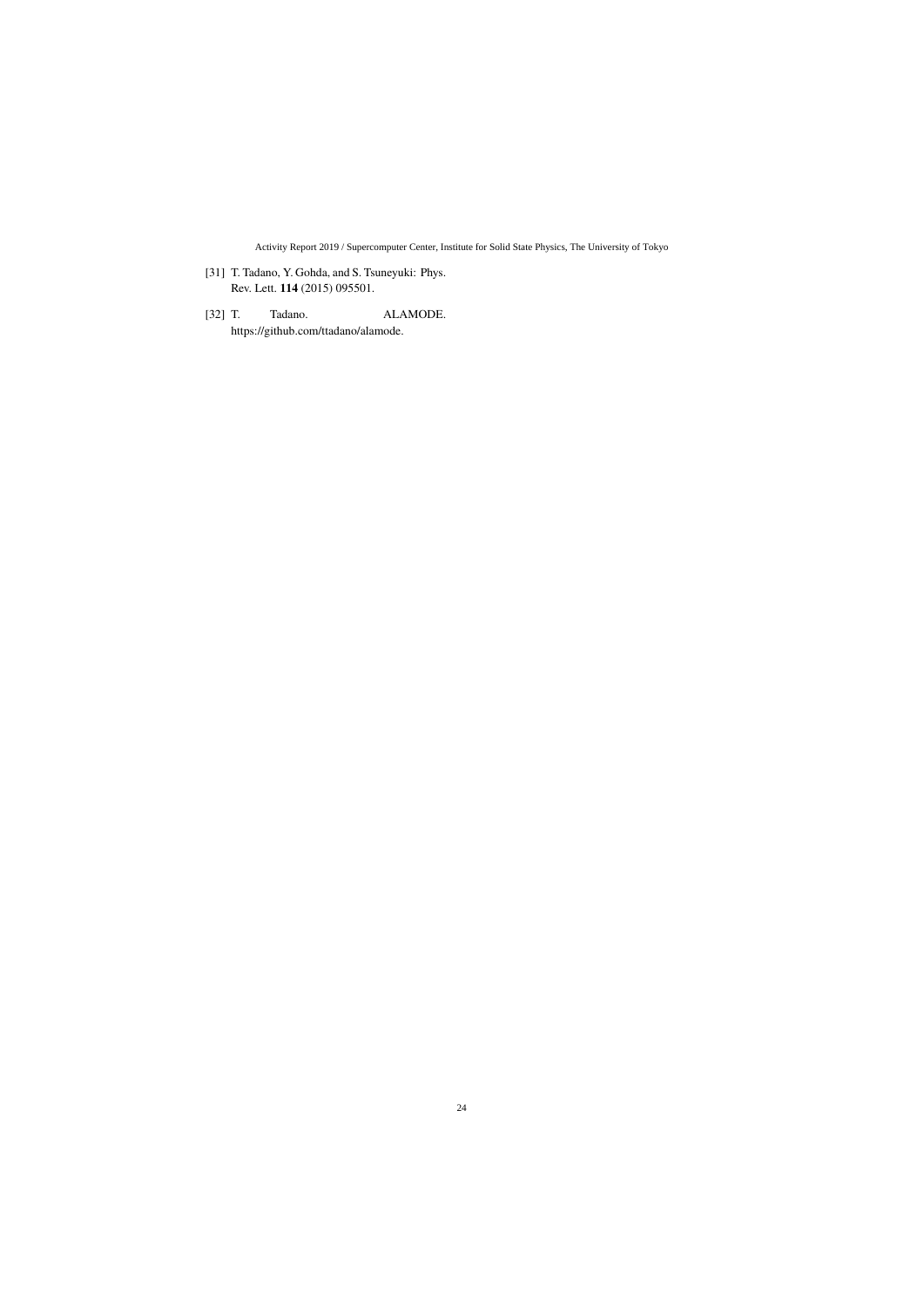[31] T. Tadano, Y. Gohda, and S. Tsuneyuki: Phys. Rev. Lett. **114** (2015) 095501.

[32] T. Tadano. ALAMODE. https://github.com/ttadano/alamode.